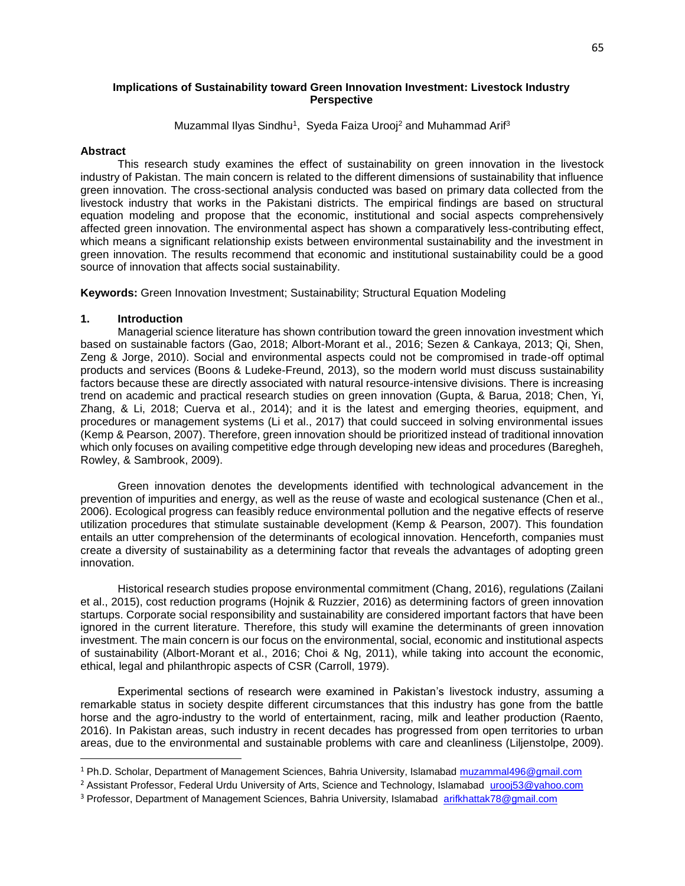# Implications of Sustainability toward Green Innovation Investment: Livestock Industry Perspective

Muzammal Ilyas Sindhu[1], Syeda Faiza Urooj[2] and Muhammad Arif[3]

## Abstract

This research study examines the effect of sustainability on green innovation in the livestock industry of Pakistan. The main concern is related to the different dimensions of sustainability that influence green innovation. The cross-sectional analysis conducted was based on primary data collected from the livestock industry that works in the Pakistani districts. The empirical findings are based on structural equation modeling and propose that the economic, institutional and social aspects comprehensively affected green innovation. The environmental aspect has shown a comparatively less-contributing effect, which means a significant relationship exists between environmental sustainability and the investment in green innovation. The results recommend that economic and institutional sustainability could be a good source of innovation that affects social sustainability.

**Keywords:** Green Innovation Investment; Sustainability; Structural Equation Modeling

## 1. Introduction

Managerial science literature has shown contribution toward the green innovation investment which based on sustainable factors (Gao, 2018; Albort-Morant et al., 2016; Sezen & Cankaya, 2013; Qi, Shen, Zeng & Jorge, 2010). Social and environmental aspects could not be compromised in trade-off optimal products and services (Boons & Ludeke-Freund, 2013), so the modern world must discuss sustainability factors because these are directly associated with natural resource-intensive divisions. There is increasing trend on academic and practical research studies on green innovation (Gupta, & Barua, 2018; Chen, Yi, Zhang, & Li, 2018; Cuerva et al., 2014); and it is the latest and emerging theories, equipment, and procedures or management systems (Li et al., 2017) that could succeed in solving environmental issues (Kemp & Pearson, 2007). Therefore, green innovation should be prioritized instead of traditional innovation which only focuses on availing competitive edge through developing new ideas and procedures (Baregheh, Rowley, & Sambrook, 2009).

Green innovation denotes the developments identified with technological advancement in the prevention of impurities and energy, as well as the reuse of waste and ecological sustenance (Chen et al., 2006). Ecological progress can feasibly reduce environmental pollution and the negative effects of reserve utilization procedures that stimulate sustainable development (Kemp & Pearson, 2007). This foundation entails an utter comprehension of the determinants of ecological innovation. Henceforth, companies must create a diversity of sustainability as a determining factor that reveals the advantages of adopting green innovation.

Historical research studies propose environmental commitment (Chang, 2016), regulations (Zailani et al., 2015), cost reduction programs (Hojnik & Ruzzier, 2016) as determining factors of green innovation startups. Corporate social responsibility and sustainability are considered important factors that have been ignored in the current literature. Therefore, this study will examine the determinants of green innovation investment. The main concern is our focus on the environmental, social, economic and institutional aspects of sustainability (Albort-Morant et al., 2016; Choi & Ng, 2011), while taking into account the economic, ethical, legal and philanthropic aspects of CSR (Carroll, 1979).

Experimental sections of research were examined in Pakistan's livestock industry, assuming a remarkable status in society despite different circumstances that this industry has gone from the battle horse and the agro-industry to the world of entertainment, racing, milk and leather production (Raento, 2016). In Pakistan areas, such industry in recent decades has progressed from open territories to urban areas, due to the environmental and sustainable problems with care and cleanliness (Liljenstolpe, 2009).

---

[1] Ph.D. Scholar, Department of Management Sciences, Bahria University, Islamabad muzammal496@gmail.com

[2] Assistant Professor, Federal Urdu University of Arts, Science and Technology, Islamabad urooj53@yahoo.com

[3] Professor, Department of Management Sciences, Bahria University, Islamabad arifkhattak78@gmail.com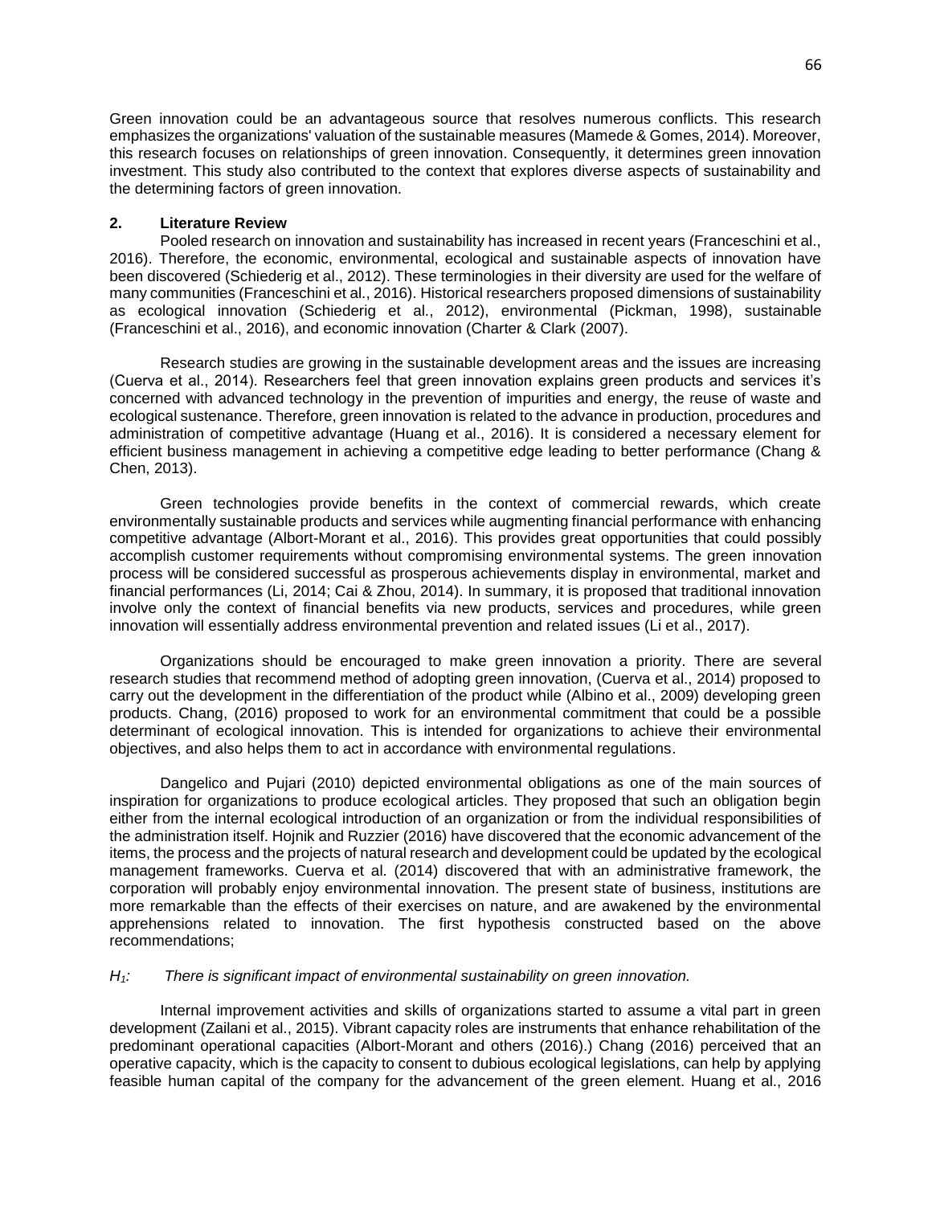Green innovation could be an advantageous source that resolves numerous conflicts. This research emphasizes the organizations' valuation of the sustainable measures (Mamede & Gomes, 2014). Moreover, this research focuses on relationships of green innovation. Consequently, it determines green innovation investment. This study also contributed to the context that explores diverse aspects of sustainability and the determining factors of green innovation.

## 2. Literature Review

Pooled research on innovation and sustainability has increased in recent years (Franceschini et al., 2016). Therefore, the economic, environmental, ecological and sustainable aspects of innovation have been discovered (Schiederig et al., 2012). These terminologies in their diversity are used for the welfare of many communities (Franceschini et al., 2016). Historical researchers proposed dimensions of sustainability as ecological innovation (Schiederig et al., 2012), environmental (Pickman, 1998), sustainable (Franceschini et al., 2016), and economic innovation (Charter & Clark (2007).

Research studies are growing in the sustainable development areas and the issues are increasing (Cuerva et al., 2014). Researchers feel that green innovation explains green products and services it's concerned with advanced technology in the prevention of impurities and energy, the reuse of waste and ecological sustenance. Therefore, green innovation is related to the advance in production, procedures and administration of competitive advantage (Huang et al., 2016). It is considered a necessary element for efficient business management in achieving a competitive edge leading to better performance (Chang & Chen, 2013).

Green technologies provide benefits in the context of commercial rewards, which create environmentally sustainable products and services while augmenting financial performance with enhancing competitive advantage (Albort-Morant et al., 2016). This provides great opportunities that could possibly accomplish customer requirements without compromising environmental systems. The green innovation process will be considered successful as prosperous achievements display in environmental, market and financial performances (Li, 2014; Cai & Zhou, 2014). In summary, it is proposed that traditional innovation involve only the context of financial benefits via new products, services and procedures, while green innovation will essentially address environmental prevention and related issues (Li et al., 2017).

Organizations should be encouraged to make green innovation a priority. There are several research studies that recommend method of adopting green innovation, (Cuerva et al., 2014) proposed to carry out the development in the differentiation of the product while (Albino et al., 2009) developing green products. Chang, (2016) proposed to work for an environmental commitment that could be a possible determinant of ecological innovation. This is intended for organizations to achieve their environmental objectives, and also helps them to act in accordance with environmental regulations.

Dangelico and Pujari (2010) depicted environmental obligations as one of the main sources of inspiration for organizations to produce ecological articles. They proposed that such an obligation begin either from the internal ecological introduction of an organization or from the individual responsibilities of the administration itself. Hojnik and Ruzzier (2016) have discovered that the economic advancement of the items, the process and the projects of natural research and development could be updated by the ecological management frameworks. Cuerva et al. (2014) discovered that with an administrative framework, the corporation will probably enjoy environmental innovation. The present state of business, institutions are more remarkable than the effects of their exercises on nature, and are awakened by the environmental apprehensions related to innovation. The first hypothesis constructed based on the above recommendations;

*$H_1$: There is significant impact of environmental sustainability on green innovation.*

Internal improvement activities and skills of organizations started to assume a vital part in green development (Zailani et al., 2015). Vibrant capacity roles are instruments that enhance rehabilitation of the predominant operational capacities (Albort-Morant and others (2016).) Chang (2016) perceived that an operative capacity, which is the capacity to consent to dubious ecological legislations, can help by applying feasible human capital of the company for the advancement of the green element. Huang et al., 2016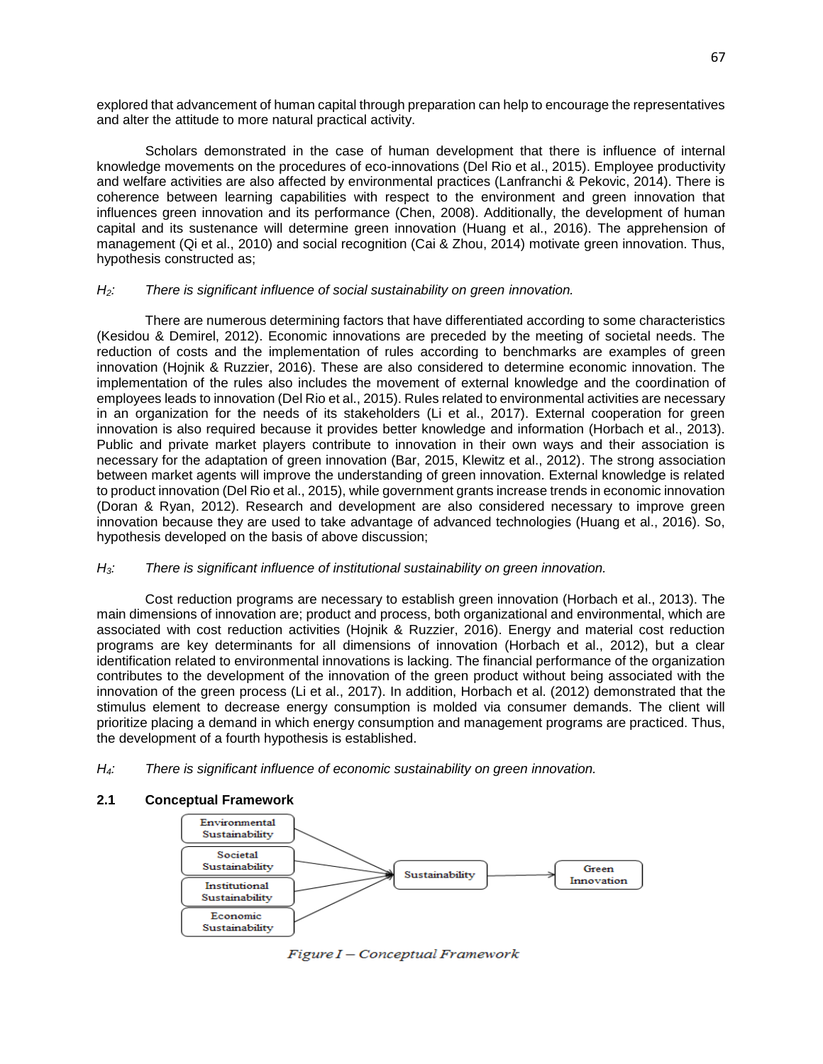explored that advancement of human capital through preparation can help to encourage the representatives and alter the attitude to more natural practical activity.

Scholars demonstrated in the case of human development that there is influence of internal knowledge movements on the procedures of eco-innovations (Del Rio et al., 2015). Employee productivity and welfare activities are also affected by environmental practices (Lanfranchi & Pekovic, 2014). There is coherence between learning capabilities with respect to the environment and green innovation that influences green innovation and its performance (Chen, 2008). Additionally, the development of human capital and its sustenance will determine green innovation (Huang et al., 2016). The apprehension of management (Qi et al., 2010) and social recognition (Cai & Zhou, 2014) motivate green innovation. Thus, hypothesis constructed as;

*$H_2$: There is significant influence of social sustainability on green innovation.*

There are numerous determining factors that have differentiated according to some characteristics (Kesidou & Demirel, 2012). Economic innovations are preceded by the meeting of societal needs. The reduction of costs and the implementation of rules according to benchmarks are examples of green innovation (Hojnik & Ruzzier, 2016). These are also considered to determine economic innovation. The implementation of the rules also includes the movement of external knowledge and the coordination of employees leads to innovation (Del Rio et al., 2015). Rules related to environmental activities are necessary in an organization for the needs of its stakeholders (Li et al., 2017). External cooperation for green innovation is also required because it provides better knowledge and information (Horbach et al., 2013). Public and private market players contribute to innovation in their own ways and their association is necessary for the adaptation of green innovation (Bar, 2015, Klewitz et al., 2012). The strong association between market agents will improve the understanding of green innovation. External knowledge is related to product innovation (Del Rio et al., 2015), while government grants increase trends in economic innovation (Doran & Ryan, 2012). Research and development are also considered necessary to improve green innovation because they are used to take advantage of advanced technologies (Huang et al., 2016). So, hypothesis developed on the basis of above discussion;

*$H_3$: There is significant influence of institutional sustainability on green innovation.*

Cost reduction programs are necessary to establish green innovation (Horbach et al., 2013). The main dimensions of innovation are; product and process, both organizational and environmental, which are associated with cost reduction activities (Hojnik & Ruzzier, 2016). Energy and material cost reduction programs are key determinants for all dimensions of innovation (Horbach et al., 2012), but a clear identification related to environmental innovations is lacking. The financial performance of the organization contributes to the development of the innovation of the green product without being associated with the innovation of the green process (Li et al., 2017). In addition, Horbach et al. (2012) demonstrated that the stimulus element to decrease energy consumption is molded via consumer demands. The client will prioritize placing a demand in which energy consumption and management programs are practiced. Thus, the development of a fourth hypothesis is established.

*$H_4$: There is significant influence of economic sustainability on green innovation.*

## 2.1 Conceptual Framework

Environmental Sustainability → Sustainability
Societal Sustainability → Sustainability
Institutional Sustainability → Sustainability
Economic Sustainability → Sustainability
Sustainability → Green Innovation

*Figure I – Conceptual Framework*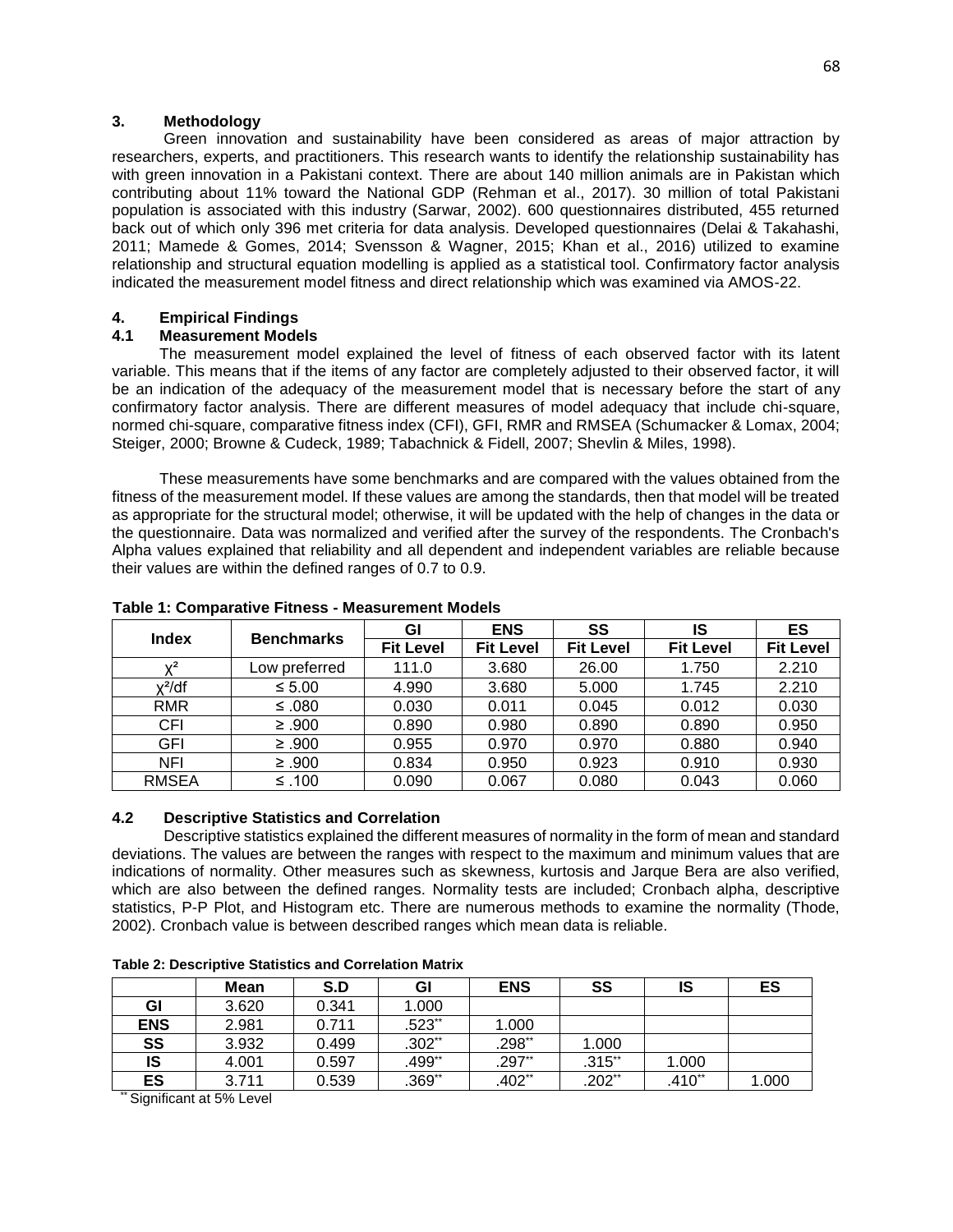## 3. Methodology

Green innovation and sustainability have been considered as areas of major attraction by researchers, experts, and practitioners. This research wants to identify the relationship sustainability has with green innovation in a Pakistani context. There are about 140 million animals are in Pakistan which contributing about 11% toward the National GDP (Rehman et al., 2017). 30 million of total Pakistani population is associated with this industry (Sarwar, 2002). 600 questionnaires distributed, 455 returned back out of which only 396 met criteria for data analysis. Developed questionnaires (Delai & Takahashi, 2011; Mamede & Gomes, 2014; Svensson & Wagner, 2015; Khan et al., 2016) utilized to examine relationship and structural equation modelling is applied as a statistical tool. Confirmatory factor analysis indicated the measurement model fitness and direct relationship which was examined via AMOS-22.

## 4. Empirical Findings

### 4.1 Measurement Models

The measurement model explained the level of fitness of each observed factor with its latent variable. This means that if the items of any factor are completely adjusted to their observed factor, it will be an indication of the adequacy of the measurement model that is necessary before the start of any confirmatory factor analysis. There are different measures of model adequacy that include chi-square, normed chi-square, comparative fitness index (CFI), GFI, RMR and RMSEA (Schumacker & Lomax, 2004; Steiger, 2000; Browne & Cudeck, 1989; Tabachnick & Fidell, 2007; Shevlin & Miles, 1998).

These measurements have some benchmarks and are compared with the values obtained from the fitness of the measurement model. If these values are among the standards, then that model will be treated as appropriate for the structural model; otherwise, it will be updated with the help of changes in the data or the questionnaire. Data was normalized and verified after the survey of the respondents. The Cronbach's Alpha values explained that reliability and all dependent and independent variables are reliable because their values are within the defined ranges of 0.7 to 0.9.

**Table 1: Comparative Fitness - Measurement Models**

| Index | Benchmarks | GI | ENS | SS | IS | ES |
|---|---|---|---|---|---|---|
| | | **Fit Level** | **Fit Level** | **Fit Level** | **Fit Level** | **Fit Level** |
| $\chi^2$ | Low preferred | 111.0 | 3.680 | 26.00 | 1.750 | 2.210 |
| $\chi^2$/df | ≤ 5.00 | 4.990 | 3.680 | 5.000 | 1.745 | 2.210 |
| RMR | ≤ .080 | 0.030 | 0.011 | 0.045 | 0.012 | 0.030 |
| CFI | ≥ .900 | 0.890 | 0.980 | 0.890 | 0.890 | 0.950 |
| GFI | ≥ .900 | 0.955 | 0.970 | 0.970 | 0.880 | 0.940 |
| NFI | ≥ .900 | 0.834 | 0.950 | 0.923 | 0.910 | 0.930 |
| RMSEA | ≤ .100 | 0.090 | 0.067 | 0.080 | 0.043 | 0.060 |

### 4.2 Descriptive Statistics and Correlation

Descriptive statistics explained the different measures of normality in the form of mean and standard deviations. The values are between the ranges with respect to the maximum and minimum values that are indications of normality. Other measures such as skewness, kurtosis and Jarque Bera are also verified, which are also between the defined ranges. Normality tests are included; Cronbach alpha, descriptive statistics, P-P Plot, and Histogram etc. There are numerous methods to examine the normality (Thode, 2002). Cronbach value is between described ranges which mean data is reliable.

**Table 2: Descriptive Statistics and Correlation Matrix**

| | Mean | S.D | GI | ENS | SS | IS | ES |
|---|---|---|---|---|---|---|---|
| **GI** | 3.620 | 0.341 | 1.000 | | | | |
| **ENS** | 2.981 | 0.711 | .523** | 1.000 | | | |
| **SS** | 3.932 | 0.499 | .302** | .298** | 1.000 | | |
| **IS** | 4.001 | 0.597 | .499** | .297** | .315** | 1.000 | |
| **ES** | 3.711 | 0.539 | .369** | .402** | .202** | .410** | 1.000 |

** Significant at 5% Level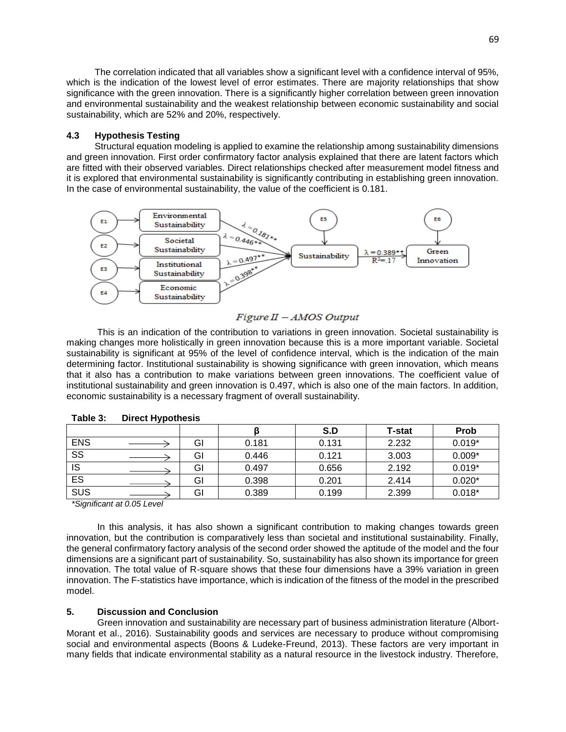The correlation indicated that all variables show a significant level with a confidence interval of 95%, which is the indication of the lowest level of error estimates. There are majority relationships that show significance with the green innovation. There is a significantly higher correlation between green innovation and environmental sustainability and the weakest relationship between economic sustainability and social sustainability, which are 52% and 20%, respectively.

### 4.3 Hypothesis Testing

Structural equation modeling is applied to examine the relationship among sustainability dimensions and green innovation. First order confirmatory factor analysis explained that there are latent factors which are fitted with their observed variables. Direct relationships checked after measurement model fitness and it is explored that environmental sustainability is significantly contributing in establishing green innovation. In the case of environmental sustainability, the value of the coefficient is 0.181.

*Figure II – AMOS Output*

This is an indication of the contribution to variations in green innovation. Societal sustainability is making changes more holistically in green innovation because this is a more important variable. Societal sustainability is significant at 95% of the level of confidence interval, which is the indication of the main determining factor. Institutional sustainability is showing significance with green innovation, which means that it also has a contribution to make variations between green innovations. The coefficient value of institutional sustainability and green innovation is 0.497, which is also one of the main factors. In addition, economic sustainability is a necessary fragment of overall sustainability.

**Table 3: Direct Hypothesis**

| | | | β | S.D | T-stat | Prob |
|---|---|---|---|---|---|---|
| ENS | → | GI | 0.181 | 0.131 | 2.232 | 0.019* |
| SS | → | GI | 0.446 | 0.121 | 3.003 | 0.009* |
| IS | → | GI | 0.497 | 0.656 | 2.192 | 0.019* |
| ES | → | GI | 0.398 | 0.201 | 2.414 | 0.020* |
| SUS | → | GI | 0.389 | 0.199 | 2.399 | 0.018* |

*\*Significant at 0.05 Level*

In this analysis, it has also shown a significant contribution to making changes towards green innovation, but the contribution is comparatively less than societal and institutional sustainability. Finally, the general confirmatory factory analysis of the second order showed the aptitude of the model and the four dimensions are a significant part of sustainability. So, sustainability has also shown its importance for green innovation. The total value of R-square shows that these four dimensions have a 39% variation in green innovation. The F-statistics have importance, which is indication of the fitness of the model in the prescribed model.

## 5. Discussion and Conclusion

Green innovation and sustainability are necessary part of business administration literature (Albort-Morant et al., 2016). Sustainability goods and services are necessary to produce without compromising social and environmental aspects (Boons & Ludeke-Freund, 2013). These factors are very important in many fields that indicate environmental stability as a natural resource in the livestock industry. Therefore,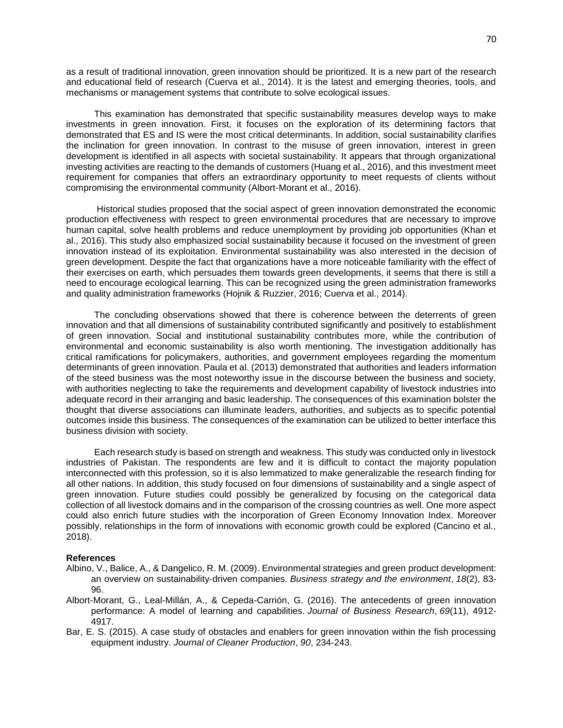as a result of traditional innovation, green innovation should be prioritized. It is a new part of the research and educational field of research (Cuerva et al., 2014). It is the latest and emerging theories, tools, and mechanisms or management systems that contribute to solve ecological issues.

This examination has demonstrated that specific sustainability measures develop ways to make investments in green innovation. First, it focuses on the exploration of its determining factors that demonstrated that ES and IS were the most critical determinants. In addition, social sustainability clarifies the inclination for green innovation. In contrast to the misuse of green innovation, interest in green development is identified in all aspects with societal sustainability. It appears that through organizational investing activities are reacting to the demands of customers (Huang et al., 2016), and this investment meet requirement for companies that offers an extraordinary opportunity to meet requests of clients without compromising the environmental community (Albort-Morant et al., 2016).

Historical studies proposed that the social aspect of green innovation demonstrated the economic production effectiveness with respect to green environmental procedures that are necessary to improve human capital, solve health problems and reduce unemployment by providing job opportunities (Khan et al., 2016). This study also emphasized social sustainability because it focused on the investment of green innovation instead of its exploitation. Environmental sustainability was also interested in the decision of green development. Despite the fact that organizations have a more noticeable familiarity with the effect of their exercises on earth, which persuades them towards green developments, it seems that there is still a need to encourage ecological learning. This can be recognized using the green administration frameworks and quality administration frameworks (Hojnik & Ruzzier, 2016; Cuerva et al., 2014).

The concluding observations showed that there is coherence between the deterrents of green innovation and that all dimensions of sustainability contributed significantly and positively to establishment of green innovation. Social and institutional sustainability contributes more, while the contribution of environmental and economic sustainability is also worth mentioning. The investigation additionally has critical ramifications for policymakers, authorities, and government employees regarding the momentum determinants of green innovation. Paula et al. (2013) demonstrated that authorities and leaders information of the steed business was the most noteworthy issue in the discourse between the business and society, with authorities neglecting to take the requirements and development capability of livestock industries into adequate record in their arranging and basic leadership. The consequences of this examination bolster the thought that diverse associations can illuminate leaders, authorities, and subjects as to specific potential outcomes inside this business. The consequences of the examination can be utilized to better interface this business division with society.

Each research study is based on strength and weakness. This study was conducted only in livestock industries of Pakistan. The respondents are few and it is difficult to contact the majority population interconnected with this profession, so it is also lemmatized to make generalizable the research finding for all other nations. In addition, this study focused on four dimensions of sustainability and a single aspect of green innovation. Future studies could possibly be generalized by focusing on the categorical data collection of all livestock domains and in the comparison of the crossing countries as well. One more aspect could also enrich future studies with the incorporation of Green Economy Innovation Index. Moreover possibly, relationships in the form of innovations with economic growth could be explored (Cancino et al., 2018).

**References**

Albino, V., Balice, A., & Dangelico, R. M. (2009). Environmental strategies and green product development: an overview on sustainability-driven companies. *Business strategy and the environment*, *18*(2), 83-96.

Albort-Morant, G., Leal-Millán, A., & Cepeda-Carrión, G. (2016). The antecedents of green innovation performance: A model of learning and capabilities. *Journal of Business Research*, *69*(11), 4912-4917.

Bar, E. S. (2015). A case study of obstacles and enablers for green innovation within the fish processing equipment industry. *Journal of Cleaner Production*, *90*, 234-243.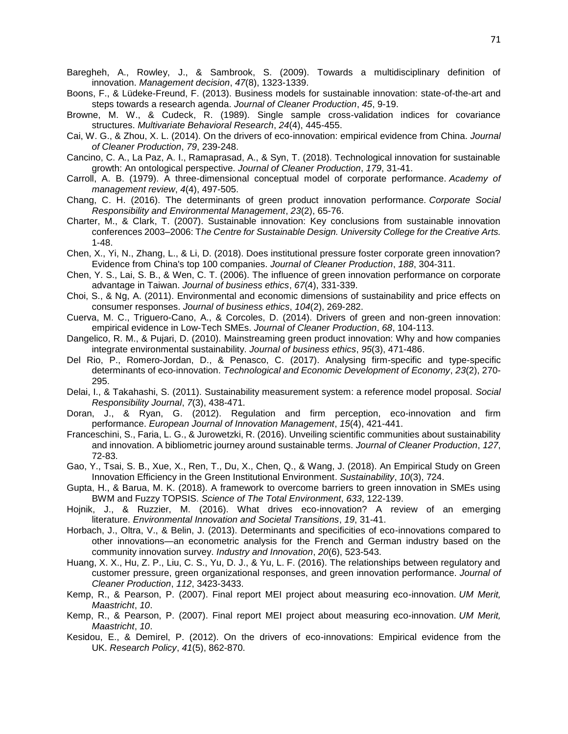Baregheh, A., Rowley, J., & Sambrook, S. (2009). Towards a multidisciplinary definition of innovation. *Management decision*, *47*(8), 1323-1339.

Boons, F., & Lüdeke-Freund, F. (2013). Business models for sustainable innovation: state-of-the-art and steps towards a research agenda. *Journal of Cleaner Production*, *45*, 9-19.

Browne, M. W., & Cudeck, R. (1989). Single sample cross-validation indices for covariance structures. *Multivariate Behavioral Research*, *24*(4), 445-455.

Cai, W. G., & Zhou, X. L. (2014). On the drivers of eco-innovation: empirical evidence from China. *Journal of Cleaner Production*, *79*, 239-248.

Cancino, C. A., La Paz, A. I., Ramaprasad, A., & Syn, T. (2018). Technological innovation for sustainable growth: An ontological perspective. *Journal of Cleaner Production*, *179*, 31-41.

Carroll, A. B. (1979). A three-dimensional conceptual model of corporate performance. *Academy of management review*, *4*(4), 497-505.

Chang, C. H. (2016). The determinants of green product innovation performance. *Corporate Social Responsibility and Environmental Management*, *23*(2), 65-76.

Charter, M., & Clark, T. (2007). Sustainable innovation: Key conclusions from sustainable innovation conferences 2003–2006: T*he Centre for Sustainable Design. University College for the Creative Arts.* 1-48.

Chen, X., Yi, N., Zhang, L., & Li, D. (2018). Does institutional pressure foster corporate green innovation? Evidence from China's top 100 companies. *Journal of Cleaner Production*, *188*, 304-311.

Chen, Y. S., Lai, S. B., & Wen, C. T. (2006). The influence of green innovation performance on corporate advantage in Taiwan. *Journal of business ethics*, *67*(4), 331-339.

Choi, S., & Ng, A. (2011). Environmental and economic dimensions of sustainability and price effects on consumer responses. *Journal of business ethics*, *104*(2), 269-282.

Cuerva, M. C., Triguero-Cano, A., & Corcoles, D. (2014). Drivers of green and non-green innovation: empirical evidence in Low-Tech SMEs. *Journal of Cleaner Production*, *68*, 104-113.

Dangelico, R. M., & Pujari, D. (2010). Mainstreaming green product innovation: Why and how companies integrate environmental sustainability. *Journal of business ethics*, *95*(3), 471-486.

Del Rio, P., Romero-Jordan, D., & Penasco, C. (2017). Analysing firm-specific and type-specific determinants of eco-innovation. *Technological and Economic Development of Economy*, *23*(2), 270-295.

Delai, I., & Takahashi, S. (2011). Sustainability measurement system: a reference model proposal. *Social Responsibility Journal*, *7*(3), 438-471.

Doran, J., & Ryan, G. (2012). Regulation and firm perception, eco-innovation and firm performance. *European Journal of Innovation Management*, *15*(4), 421-441.

Franceschini, S., Faria, L. G., & Jurowetzki, R. (2016). Unveiling scientific communities about sustainability and innovation. A bibliometric journey around sustainable terms. *Journal of Cleaner Production*, *127*, 72-83.

Gao, Y., Tsai, S. B., Xue, X., Ren, T., Du, X., Chen, Q., & Wang, J. (2018). An Empirical Study on Green Innovation Efficiency in the Green Institutional Environment. *Sustainability*, *10*(3), 724.

Gupta, H., & Barua, M. K. (2018). A framework to overcome barriers to green innovation in SMEs using BWM and Fuzzy TOPSIS. *Science of The Total Environment*, *633*, 122-139.

Hojnik, J., & Ruzzier, M. (2016). What drives eco-innovation? A review of an emerging literature. *Environmental Innovation and Societal Transitions*, *19*, 31-41.

Horbach, J., Oltra, V., & Belin, J. (2013). Determinants and specificities of eco-innovations compared to other innovations—an econometric analysis for the French and German industry based on the community innovation survey. *Industry and Innovation*, *20*(6), 523-543.

Huang, X. X., Hu, Z. P., Liu, C. S., Yu, D. J., & Yu, L. F. (2016). The relationships between regulatory and customer pressure, green organizational responses, and green innovation performance. *Journal of Cleaner Production*, *112*, 3423-3433.

Kemp, R., & Pearson, P. (2007). Final report MEI project about measuring eco-innovation. *UM Merit, Maastricht*, *10*.

Kemp, R., & Pearson, P. (2007). Final report MEI project about measuring eco-innovation. *UM Merit, Maastricht*, *10*.

Kesidou, E., & Demirel, P. (2012). On the drivers of eco-innovations: Empirical evidence from the UK. *Research Policy*, *41*(5), 862-870.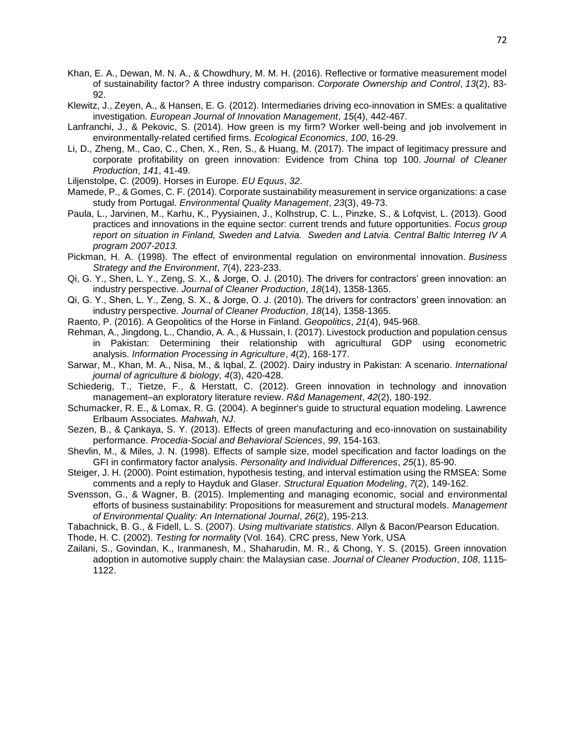Khan, E. A., Dewan, M. N. A., & Chowdhury, M. M. H. (2016). Reflective or formative measurement model of sustainability factor? A three industry comparison. *Corporate Ownership and Control*, *13*(2), 83-92.

Klewitz, J., Zeyen, A., & Hansen, E. G. (2012). Intermediaries driving eco-innovation in SMEs: a qualitative investigation. *European Journal of Innovation Management*, *15*(4), 442-467.

Lanfranchi, J., & Pekovic, S. (2014). How green is my firm? Worker well-being and job involvement in environmentally-related certified firms. *Ecological Economics*, *100*, 16-29.

Li, D., Zheng, M., Cao, C., Chen, X., Ren, S., & Huang, M. (2017). The impact of legitimacy pressure and corporate profitability on green innovation: Evidence from China top 100. *Journal of Cleaner Production*, *141*, 41-49.

Liljenstolpe, C. (2009). Horses in Europe. *EU Equus*, *32*.

Mamede, P., & Gomes, C. F. (2014). Corporate sustainability measurement in service organizations: a case study from Portugal. *Environmental Quality Management*, *23*(3), 49-73.

Paula, L., Jarvinen, M., Karhu, K., Pyysiainen, J., Kolhstrup, C. L., Pinzke, S., & Lofqvist, L. (2013). Good practices and innovations in the equine sector: current trends and future opportunities. *Focus group report on situation in Finland, Sweden and Latvia. Sweden and Latvia. Central Baltic Interreg IV A program 2007-2013.*

Pickman, H. A. (1998). The effect of environmental regulation on environmental innovation. *Business Strategy and the Environment*, *7*(4), 223-233.

Qi, G. Y., Shen, L. Y., Zeng, S. X., & Jorge, O. J. (2010). The drivers for contractors' green innovation: an industry perspective. *Journal of Cleaner Production*, *18*(14), 1358-1365.

Qi, G. Y., Shen, L. Y., Zeng, S. X., & Jorge, O. J. (2010). The drivers for contractors' green innovation: an industry perspective. *Journal of Cleaner Production*, *18*(14), 1358-1365.

Raento, P. (2016). A Geopolitics of the Horse in Finland. *Geopolitics*, *21*(4), 945-968.

Rehman, A., Jingdong, L., Chandio, A. A., & Hussain, I. (2017). Livestock production and population census in Pakistan: Determining their relationship with agricultural GDP using econometric analysis. *Information Processing in Agriculture*, *4*(2), 168-177.

Sarwar, M., Khan, M. A., Nisa, M., & Iqbal, Z. (2002). Dairy industry in Pakistan: A scenario. *International journal of agriculture & biology, 4*(3), 420-428.

Schiederig, T., Tietze, F., & Herstatt, C. (2012). Green innovation in technology and innovation management–an exploratory literature review. *R&d Management*, *42*(2), 180-192.

Schumacker, R. E., & Lomax, R. G. (2004). A beginner's guide to structural equation modeling. Lawrence Erlbaum Associates. *Mahwah, NJ*.

Sezen, B., & Çankaya, S. Y. (2013). Effects of green manufacturing and eco-innovation on sustainability performance. *Procedia-Social and Behavioral Sciences*, *99*, 154-163.

Shevlin, M., & Miles, J. N. (1998). Effects of sample size, model specification and factor loadings on the GFI in confirmatory factor analysis. *Personality and Individual Differences*, *25*(1), 85-90.

Steiger, J. H. (2000). Point estimation, hypothesis testing, and interval estimation using the RMSEA: Some comments and a reply to Hayduk and Glaser. *Structural Equation Modeling*, *7*(2), 149-162.

Svensson, G., & Wagner, B. (2015). Implementing and managing economic, social and environmental efforts of business sustainability: Propositions for measurement and structural models. *Management of Environmental Quality: An International Journal*, *26*(2), 195-213.

Tabachnick, B. G., & Fidell, L. S. (2007). *Using multivariate statistics*. Allyn & Bacon/Pearson Education.

Thode, H. C. (2002). *Testing for normality* (Vol. 164). CRC press, New York, USA

Zailani, S., Govindan, K., Iranmanesh, M., Shaharudin, M. R., & Chong, Y. S. (2015). Green innovation adoption in automotive supply chain: the Malaysian case. *Journal of Cleaner Production*, *108*, 1115-1122.